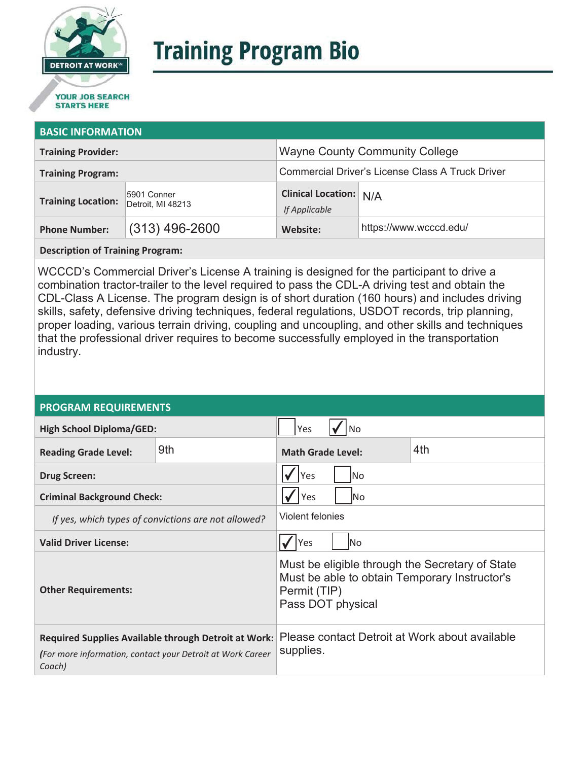# Training Program Bio

DETROIT AT WORK
YOUR JOB SEARCH STARTS HERE

## BASIC INFORMATION

| | | | |
|---|---|---|---|
| **Training Provider:** | | Wayne County Community College | |
| **Training Program:** | | Commercial Driver's License Class A Truck Driver | |
| **Training Location:** | 5901 Conner Detroit, MI 48213 | **Clinical Location:** *If Applicable* | N/A |
| **Phone Number:** | (313) 496-2600 | **Website:** | https://www.wcccd.edu/ |

**Description of Training Program:**

WCCCD's Commercial Driver's License A training is designed for the participant to drive a combination tractor-trailer to the level required to pass the CDL-A driving test and obtain the CDL-Class A License. The program design is of short duration (160 hours) and includes driving skills, safety, defensive driving techniques, federal regulations, USDOT records, trip planning, proper loading, various terrain driving, coupling and uncoupling, and other skills and techniques that the professional driver requires to become successfully employed in the transportation industry.

## PROGRAM REQUIREMENTS

| | | | |
|---|---|---|---|
| **High School Diploma/GED:** | | ☐ Yes ☑ No | |
| **Reading Grade Level:** | 9th | **Math Grade Level:** | 4th |
| **Drug Screen:** | | ☑ Yes ☐ No | |
| **Criminal Background Check:** | | ☑ Yes ☐ No | |
| *If yes, which types of convictions are not allowed?* | | Violent felonies | |
| **Valid Driver License:** | | ☑ Yes ☐ No | |
| **Other Requirements:** | | Must be eligible through the Secretary of State<br>Must be able to obtain Temporary Instructor's Permit (TIP)<br>Pass DOT physical | |
| **Required Supplies Available through Detroit at Work:** *(For more information, contact your Detroit at Work Career Coach)* | | Please contact Detroit at Work about available supplies. | |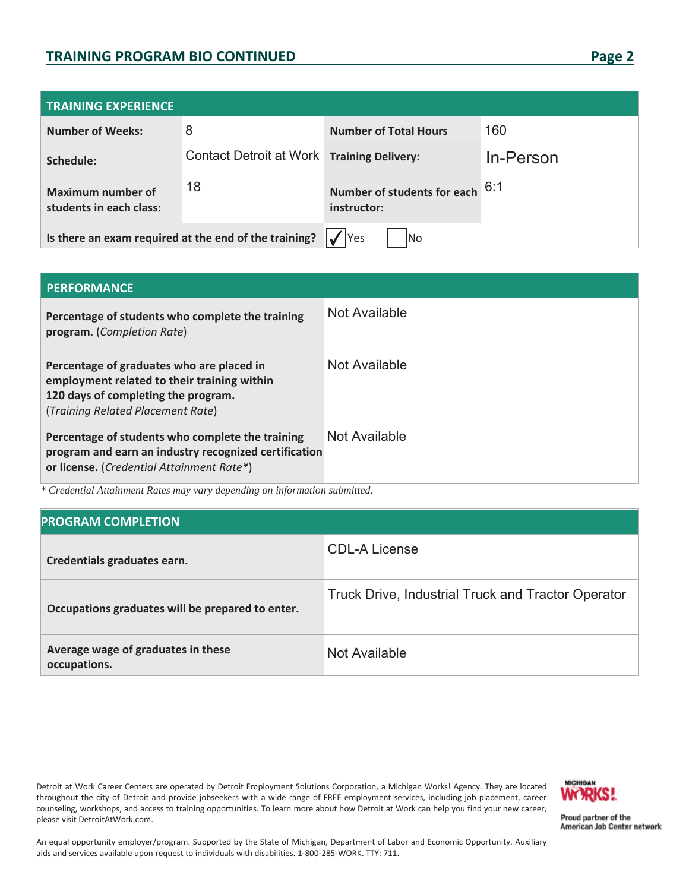## TRAINING PROGRAM BIO CONTINUED

| TRAINING EXPERIENCE | | | |
|---|---|---|---|
| **Number of Weeks:** | 8 | **Number of Total Hours** | 160 |
| **Schedule:** | Contact Detroit at Work | **Training Delivery:** | In-Person |
| **Maximum number of students in each class:** | 18 | **Number of students for each instructor:** | 6:1 |
| **Is there an exam required at the end of the training?** | ☑ Yes ☐ No | | |

| PERFORMANCE | |
|---|---|
| **Percentage of students who complete the training program.** (*Completion Rate*) | Not Available |
| **Percentage of graduates who are placed in employment related to their training within 120 days of completing the program.** (*Training Related Placement Rate*) | Not Available |
| **Percentage of students who complete the training program and earn an industry recognized certification or license.** (*Credential Attainment Rate**) | Not Available |

*\* Credential Attainment Rates may vary depending on information submitted.*

| PROGRAM COMPLETION | |
|---|---|
| **Credentials graduates earn.** | CDL-A License |
| **Occupations graduates will be prepared to enter.** | Truck Drive, Industrial Truck and Tractor Operator |
| **Average wage of graduates in these occupations.** | Not Available |

Detroit at Work Career Centers are operated by Detroit Employment Solutions Corporation, a Michigan Works! Agency. They are located throughout the city of Detroit and provide jobseekers with a wide range of FREE employment services, including job placement, career counseling, workshops, and access to training opportunities. To learn more about how Detroit at Work can help you find your new career, please visit DetroitAtWork.com.

MICHIGAN WORKS! Proud partner of the American Job Center network

An equal opportunity employer/program. Supported by the State of Michigan, Department of Labor and Economic Opportunity. Auxiliary aids and services available upon request to individuals with disabilities. 1-800-285-WORK. TTY: 711.